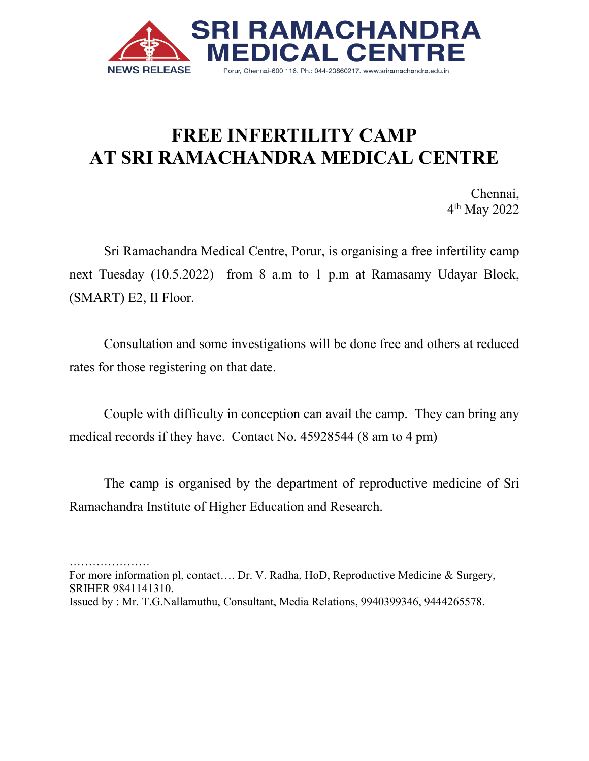SRI RAMACHANDRA MEDICAL CENTRE

NEWS RELEASE

Porur, Chennai-600 116. Ph.: 044-23860217. www.sriramachandra.edu.in

# FREE INFERTILITY CAMP AT SRI RAMACHANDRA MEDICAL CENTRE

Chennai,
4th May 2022

Sri Ramachandra Medical Centre, Porur, is organising a free infertility camp next Tuesday (10.5.2022) from 8 a.m to 1 p.m at Ramasamy Udayar Block, (SMART) E2, II Floor.

Consultation and some investigations will be done free and others at reduced rates for those registering on that date.

Couple with difficulty in conception can avail the camp. They can bring any medical records if they have. Contact No. 45928544 (8 am to 4 pm)

The camp is organised by the department of reproductive medicine of Sri Ramachandra Institute of Higher Education and Research.

…………………

For more information pl, contact…. Dr. V. Radha, HoD, Reproductive Medicine & Surgery, SRIHER 9841141310.

Issued by : Mr. T.G.Nallamuthu, Consultant, Media Relations, 9940399346, 9444265578.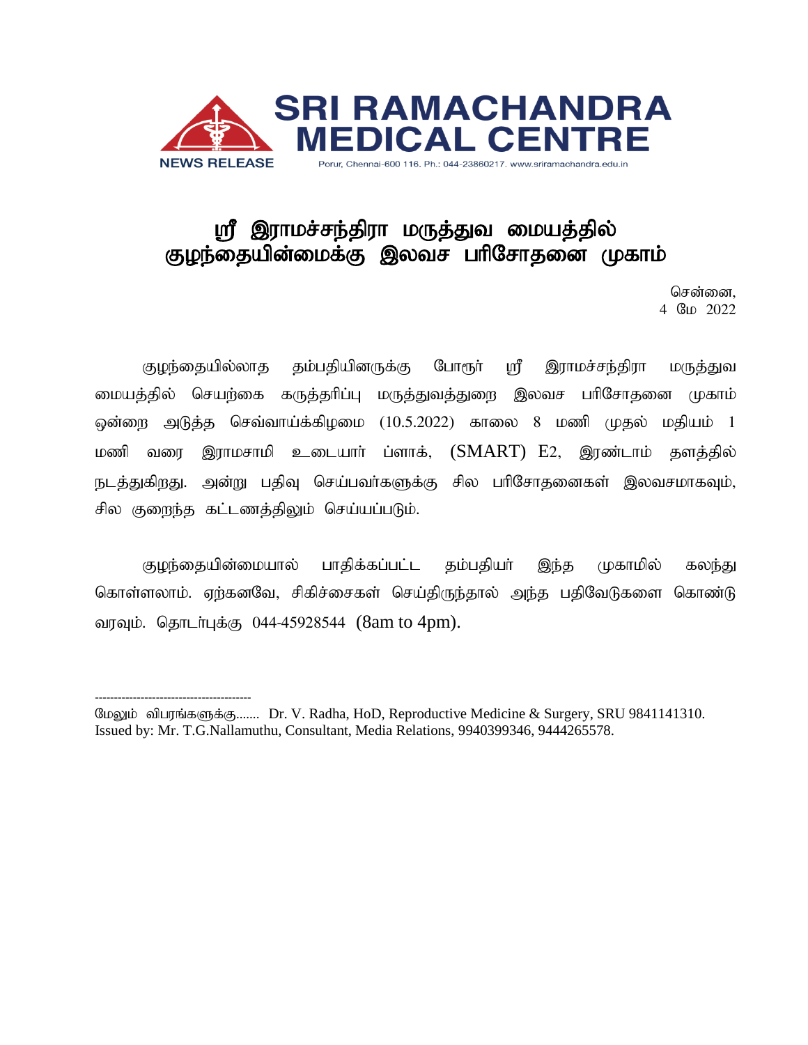# SRI RAMACHANDRA MEDICAL CENTRE

NEWS RELEASE

Porur, Chennai-600 116. Ph.: 044-23860217. www.sriramachandra.edu.in

## ஸ்ரீ இராமச்சந்திரா மருத்துவ மையத்தில் குழந்தையின்மைக்கு இலவச பரிசோதனை முகாம்

சென்னை,
4 மே 2022

குழந்தையில்லாத தம்பதியினருக்கு போரூர் ஸ்ரீ இராமச்சந்திரா மருத்துவ மையத்தில் செயற்கை கருத்தரிப்பு மருத்துவத்துறை இலவச பரிசோதனை முகாம் ஒன்றை அடுத்த செவ்வாய்க்கிழமை (10.5.2022) காலை 8 மணி முதல் மதியம் 1 மணி வரை இராமசாமி உடையார் ப்ளாக், (SMART) E2, இரண்டாம் தளத்தில் நடத்துகிறது. அன்று பதிவு செய்பவர்களுக்கு சில பரிசோதனைகள் இலவசமாகவும், சில குறைந்த கட்டணத்திலும் செய்யப்படும்.

குழந்தையின்மையால் பாதிக்கப்பட்ட தம்பதியர் இந்த முகாமில் கலந்து கொள்ளலாம். ஏற்கனவே, சிகிச்சைகள் செய்திருந்தால் அந்த பதிவேடுகளை கொண்டு வரவும். தொடர்புக்கு 044-45928544 (8am to 4pm).

---

மேலும் விபரங்களுக்கு....... Dr. V. Radha, HoD, Reproductive Medicine & Surgery, SRU 9841141310.
Issued by: Mr. T.G.Nallamuthu, Consultant, Media Relations, 9940399346, 9444265578.